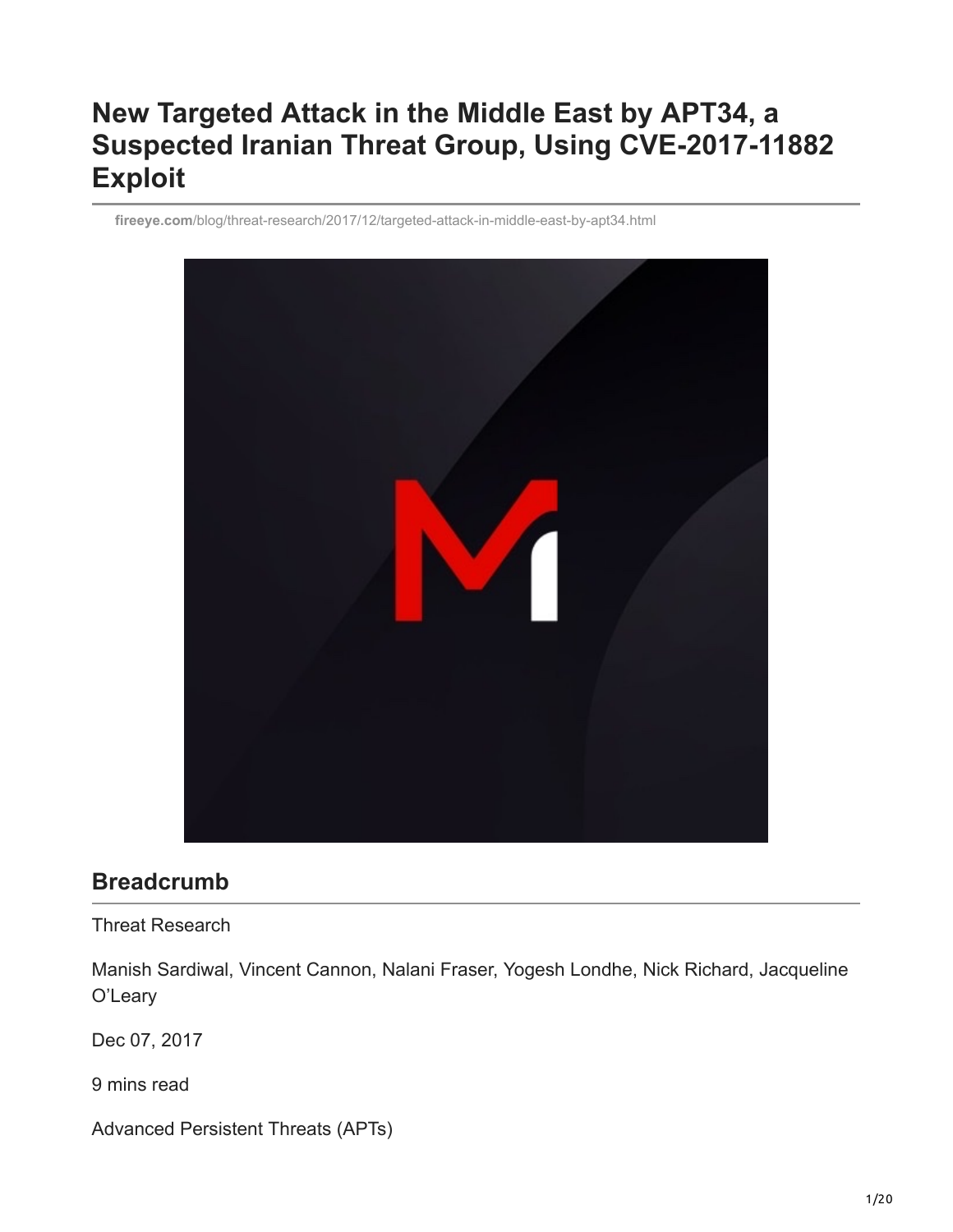# New Targeted Attack in the Middle East by APT34, a Suspected Iranian Threat Group, Using CVE-2017-11882 Exploit

fireeye.com/blog/threat-research/2017/12/targeted-attack-in-middle-east-by-apt34.html

## Breadcrumb

Threat Research

Manish Sardiwal, Vincent Cannon, Nalani Fraser, Yogesh Londhe, Nick Richard, Jacqueline O'Leary

Dec 07, 2017

9 mins read

Advanced Persistent Threats (APTs)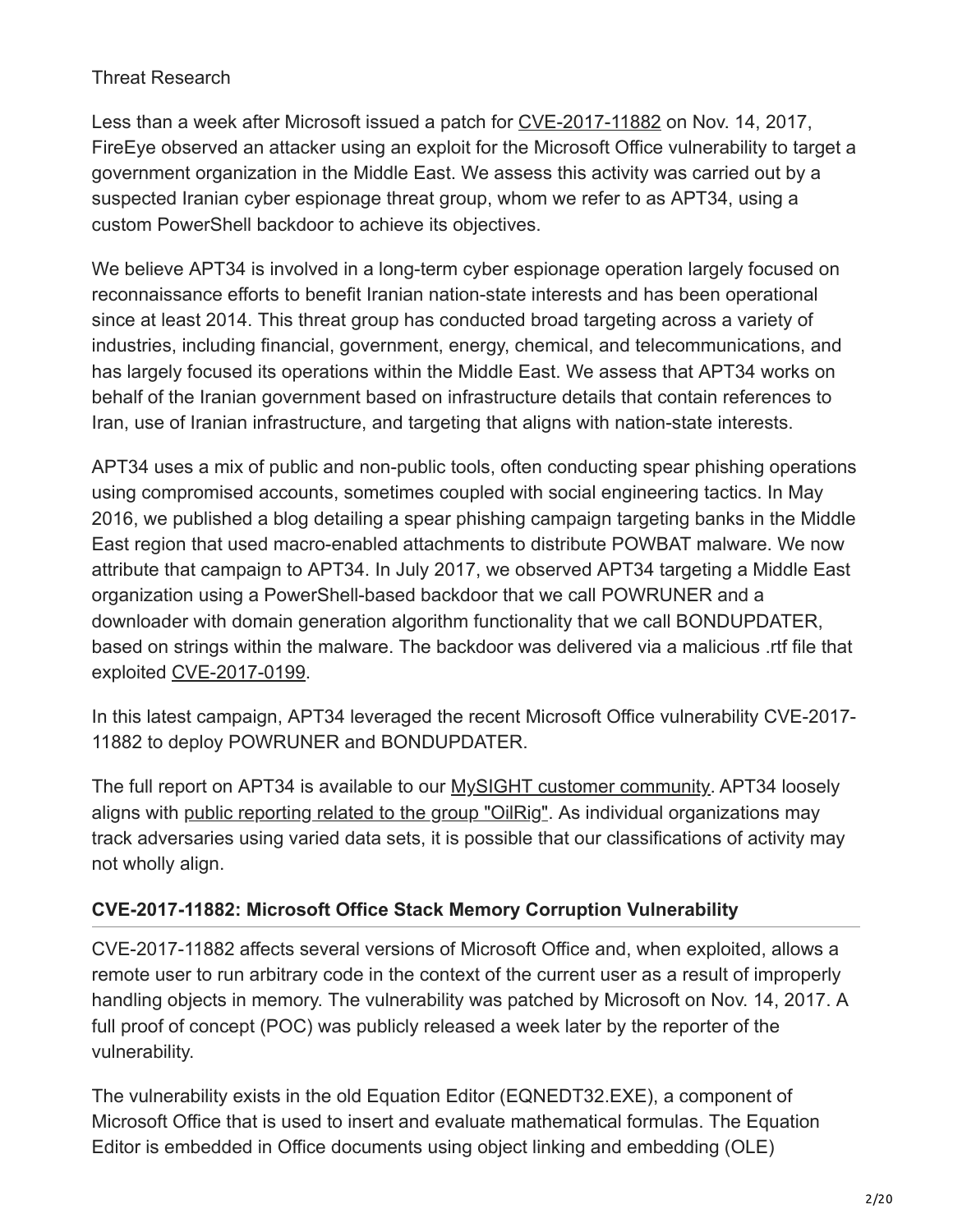Threat Research

Less than a week after Microsoft issued a patch for CVE-2017-11882 on Nov. 14, 2017, FireEye observed an attacker using an exploit for the Microsoft Office vulnerability to target a government organization in the Middle East. We assess this activity was carried out by a suspected Iranian cyber espionage threat group, whom we refer to as APT34, using a custom PowerShell backdoor to achieve its objectives.

We believe APT34 is involved in a long-term cyber espionage operation largely focused on reconnaissance efforts to benefit Iranian nation-state interests and has been operational since at least 2014. This threat group has conducted broad targeting across a variety of industries, including financial, government, energy, chemical, and telecommunications, and has largely focused its operations within the Middle East. We assess that APT34 works on behalf of the Iranian government based on infrastructure details that contain references to Iran, use of Iranian infrastructure, and targeting that aligns with nation-state interests.

APT34 uses a mix of public and non-public tools, often conducting spear phishing operations using compromised accounts, sometimes coupled with social engineering tactics. In May 2016, we published a blog detailing a spear phishing campaign targeting banks in the Middle East region that used macro-enabled attachments to distribute POWBAT malware. We now attribute that campaign to APT34. In July 2017, we observed APT34 targeting a Middle East organization using a PowerShell-based backdoor that we call POWRUNER and a downloader with domain generation algorithm functionality that we call BONDUPDATER, based on strings within the malware. The backdoor was delivered via a malicious .rtf file that exploited CVE-2017-0199.

In this latest campaign, APT34 leveraged the recent Microsoft Office vulnerability CVE-2017-11882 to deploy POWRUNER and BONDUPDATER.

The full report on APT34 is available to our MySIGHT customer community. APT34 loosely aligns with public reporting related to the group "OilRig". As individual organizations may track adversaries using varied data sets, it is possible that our classifications of activity may not wholly align.

## CVE-2017-11882: Microsoft Office Stack Memory Corruption Vulnerability

CVE-2017-11882 affects several versions of Microsoft Office and, when exploited, allows a remote user to run arbitrary code in the context of the current user as a result of improperly handling objects in memory. The vulnerability was patched by Microsoft on Nov. 14, 2017. A full proof of concept (POC) was publicly released a week later by the reporter of the vulnerability.

The vulnerability exists in the old Equation Editor (EQNEDT32.EXE), a component of Microsoft Office that is used to insert and evaluate mathematical formulas. The Equation Editor is embedded in Office documents using object linking and embedding (OLE)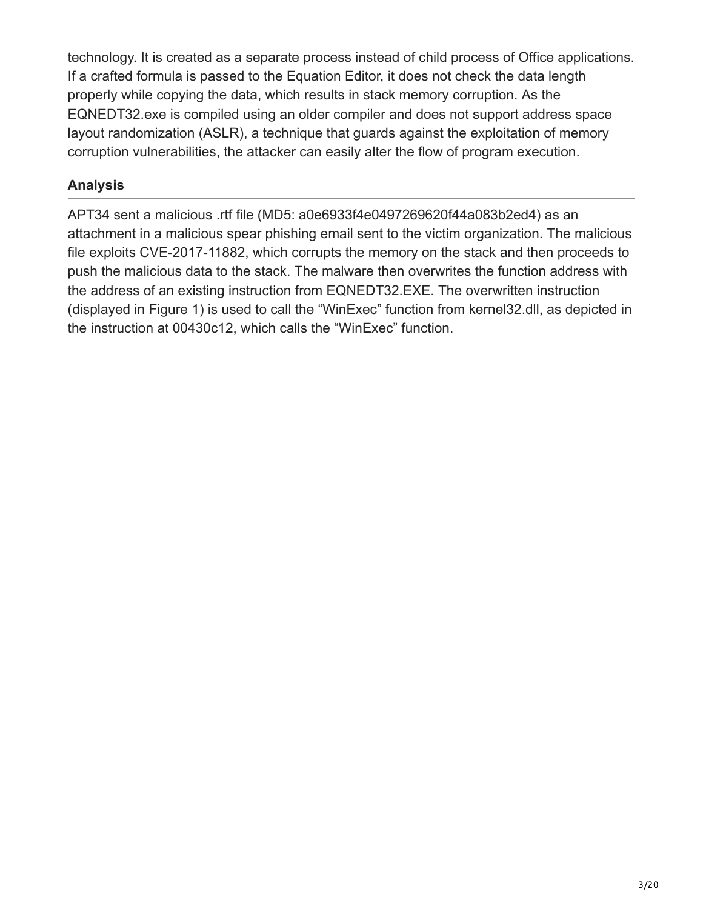technology. It is created as a separate process instead of child process of Office applications. If a crafted formula is passed to the Equation Editor, it does not check the data length properly while copying the data, which results in stack memory corruption. As the EQNEDT32.exe is compiled using an older compiler and does not support address space layout randomization (ASLR), a technique that guards against the exploitation of memory corruption vulnerabilities, the attacker can easily alter the flow of program execution.

## Analysis

APT34 sent a malicious .rtf file (MD5: a0e6933f4e0497269620f44a083b2ed4) as an attachment in a malicious spear phishing email sent to the victim organization. The malicious file exploits CVE-2017-11882, which corrupts the memory on the stack and then proceeds to push the malicious data to the stack. The malware then overwrites the function address with the address of an existing instruction from EQNEDT32.EXE. The overwritten instruction (displayed in Figure 1) is used to call the "WinExec" function from kernel32.dll, as depicted in the instruction at 00430c12, which calls the "WinExec" function.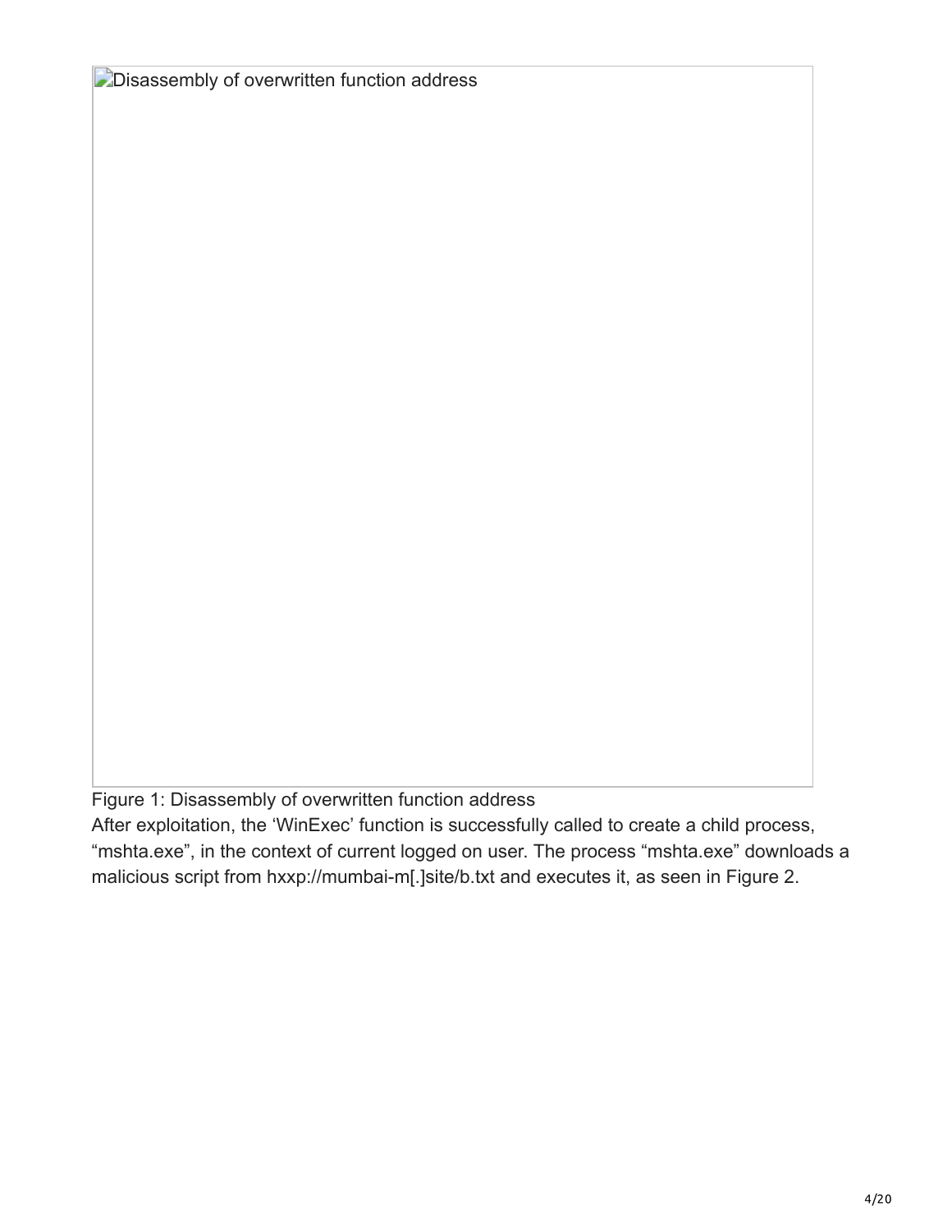Disassembly of overwritten function address

Figure 1: Disassembly of overwritten function address

After exploitation, the 'WinExec' function is successfully called to create a child process, "mshta.exe", in the context of current logged on user. The process "mshta.exe" downloads a malicious script from hxxp://mumbai-m[.]site/b.txt and executes it, as seen in Figure 2.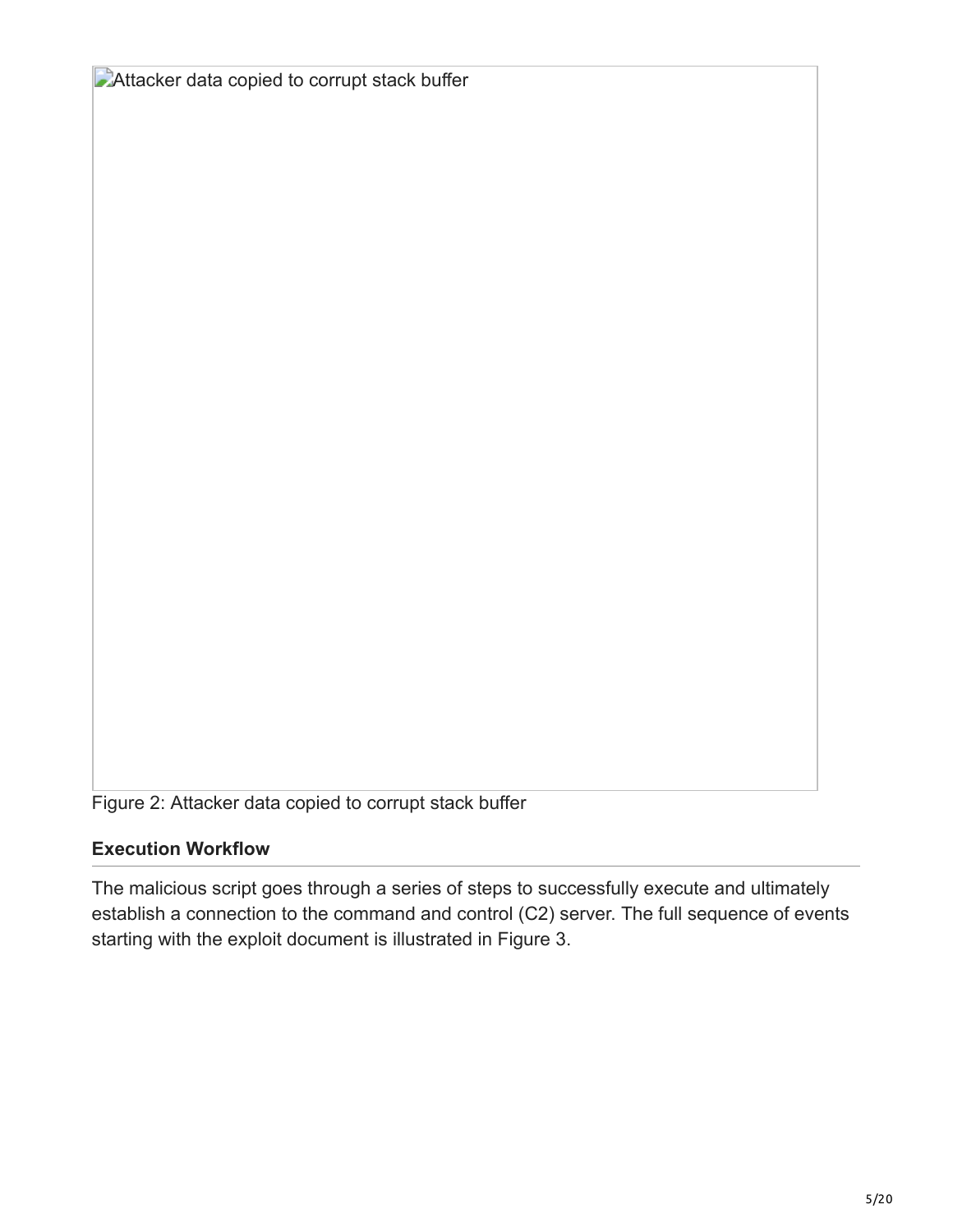Attacker data copied to corrupt stack buffer

Figure 2: Attacker data copied to corrupt stack buffer

### Execution Workflow

The malicious script goes through a series of steps to successfully execute and ultimately establish a connection to the command and control (C2) server. The full sequence of events starting with the exploit document is illustrated in Figure 3.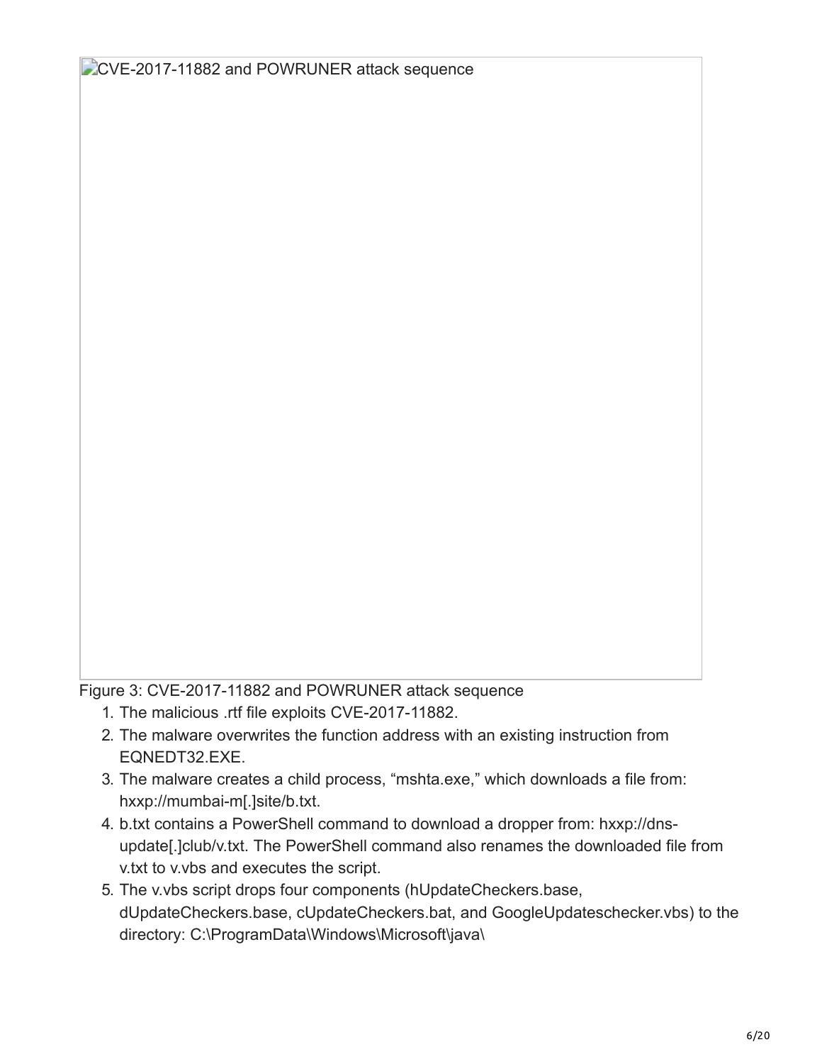CVE-2017-11882 and POWRUNER attack sequence

Figure 3: CVE-2017-11882 and POWRUNER attack sequence

1. The malicious .rtf file exploits CVE-2017-11882.
2. The malware overwrites the function address with an existing instruction from EQNEDT32.EXE.
3. The malware creates a child process, "mshta.exe," which downloads a file from: hxxp://mumbai-m[.]site/b.txt.
4. b.txt contains a PowerShell command to download a dropper from: hxxp://dns-update[.]club/v.txt. The PowerShell command also renames the downloaded file from v.txt to v.vbs and executes the script.
5. The v.vbs script drops four components (hUpdateCheckers.base, dUpdateCheckers.base, cUpdateCheckers.bat, and GoogleUpdateschecker.vbs) to the directory: C:\ProgramData\Windows\Microsoft\java\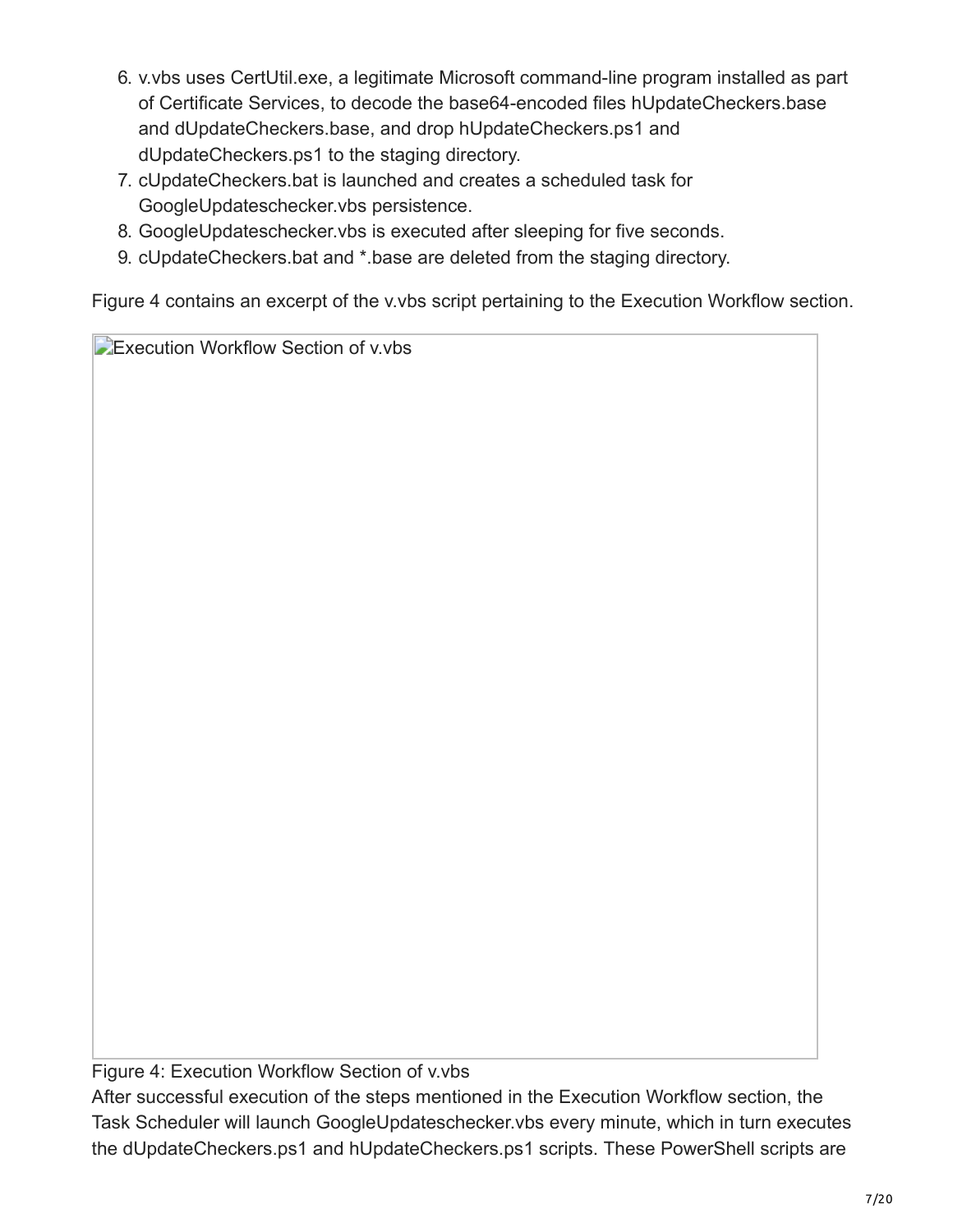6. v.vbs uses CertUtil.exe, a legitimate Microsoft command-line program installed as part of Certificate Services, to decode the base64-encoded files hUpdateCheckers.base and dUpdateCheckers.base, and drop hUpdateCheckers.ps1 and dUpdateCheckers.ps1 to the staging directory.
7. cUpdateCheckers.bat is launched and creates a scheduled task for GoogleUpdateschecker.vbs persistence.
8. GoogleUpdateschecker.vbs is executed after sleeping for five seconds.
9. cUpdateCheckers.bat and *.base are deleted from the staging directory.

Figure 4 contains an excerpt of the v.vbs script pertaining to the Execution Workflow section.

Execution Workflow Section of v.vbs

Figure 4: Execution Workflow Section of v.vbs

After successful execution of the steps mentioned in the Execution Workflow section, the Task Scheduler will launch GoogleUpdateschecker.vbs every minute, which in turn executes the dUpdateCheckers.ps1 and hUpdateCheckers.ps1 scripts. These PowerShell scripts are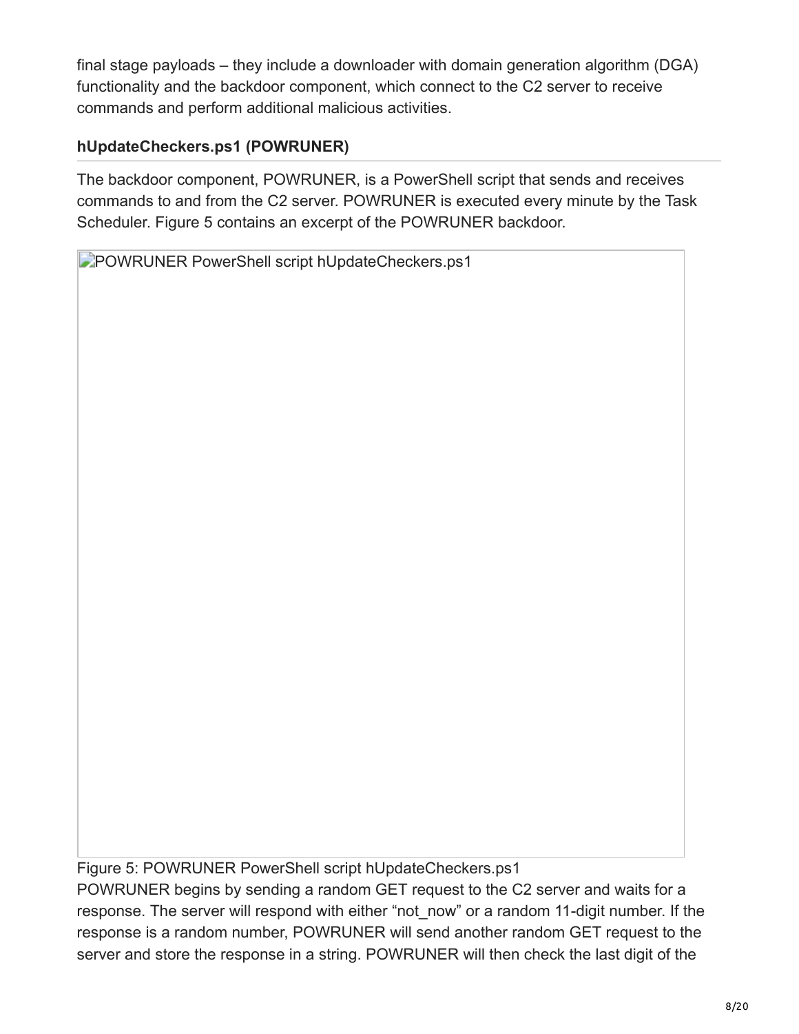final stage payloads – they include a downloader with domain generation algorithm (DGA) functionality and the backdoor component, which connect to the C2 server to receive commands and perform additional malicious activities.

### hUpdateCheckers.ps1 (POWRUNER)

The backdoor component, POWRUNER, is a PowerShell script that sends and receives commands to and from the C2 server. POWRUNER is executed every minute by the Task Scheduler. Figure 5 contains an excerpt of the POWRUNER backdoor.

Figure 5: POWRUNER PowerShell script hUpdateCheckers.ps1

POWRUNER begins by sending a random GET request to the C2 server and waits for a response. The server will respond with either "not_now" or a random 11-digit number. If the response is a random number, POWRUNER will send another random GET request to the server and store the response in a string. POWRUNER will then check the last digit of the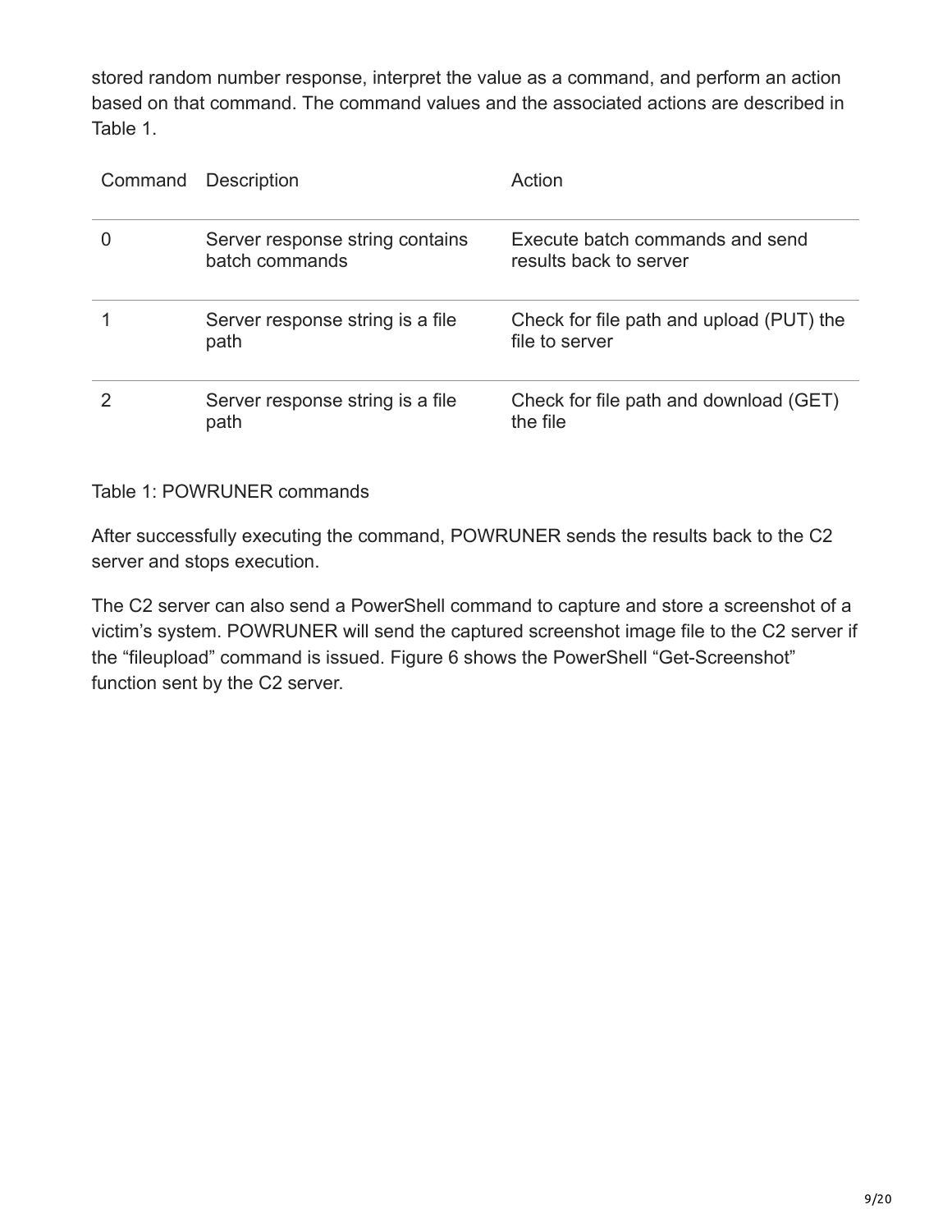stored random number response, interpret the value as a command, and perform an action based on that command. The command values and the associated actions are described in Table 1.

| Command | Description | Action |
| --- | --- | --- |
| 0 | Server response string contains batch commands | Execute batch commands and send results back to server |
| 1 | Server response string is a file path | Check for file path and upload (PUT) the file to server |
| 2 | Server response string is a file path | Check for file path and download (GET) the file |

Table 1: POWRUNER commands

After successfully executing the command, POWRUNER sends the results back to the C2 server and stops execution.

The C2 server can also send a PowerShell command to capture and store a screenshot of a victim's system. POWRUNER will send the captured screenshot image file to the C2 server if the "fileupload" command is issued. Figure 6 shows the PowerShell "Get-Screenshot" function sent by the C2 server.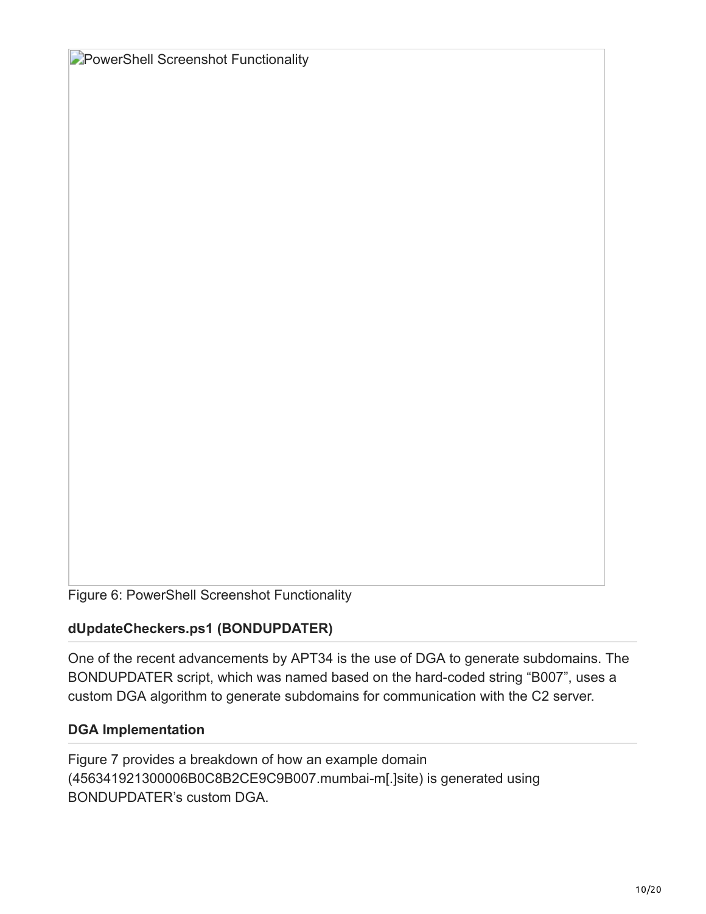PowerShell Screenshot Functionality

Figure 6: PowerShell Screenshot Functionality

### dUpdateCheckers.ps1 (BONDUPDATER)

One of the recent advancements by APT34 is the use of DGA to generate subdomains. The BONDUPDATER script, which was named based on the hard-coded string “B007”, uses a custom DGA algorithm to generate subdomains for communication with the C2 server.

### DGA Implementation

Figure 7 provides a breakdown of how an example domain (456341921300006B0C8B2CE9C9B007.mumbai-m[.]site) is generated using BONDUPDATER’s custom DGA.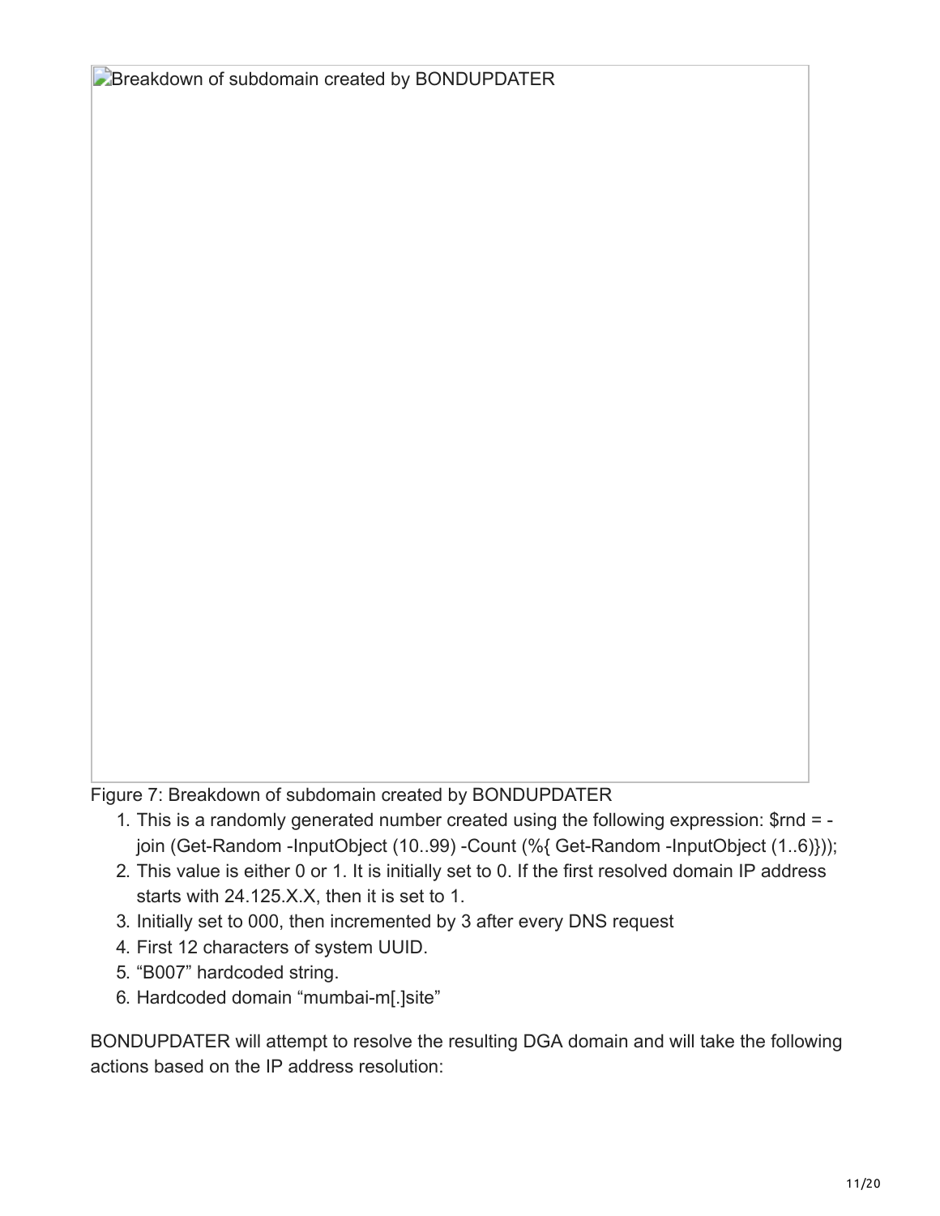Breakdown of subdomain created by BONDUPDATER

Figure 7: Breakdown of subdomain created by BONDUPDATER

1. This is a randomly generated number created using the following expression: $rnd = -join (Get-Random -InputObject (10..99) -Count (%{ Get-Random -InputObject (1..6)}));
2. This value is either 0 or 1. It is initially set to 0. If the first resolved domain IP address starts with 24.125.X.X, then it is set to 1.
3. Initially set to 000, then incremented by 3 after every DNS request
4. First 12 characters of system UUID.
5. "B007" hardcoded string.
6. Hardcoded domain "mumbai-m[.]site"

BONDUPDATER will attempt to resolve the resulting DGA domain and will take the following actions based on the IP address resolution: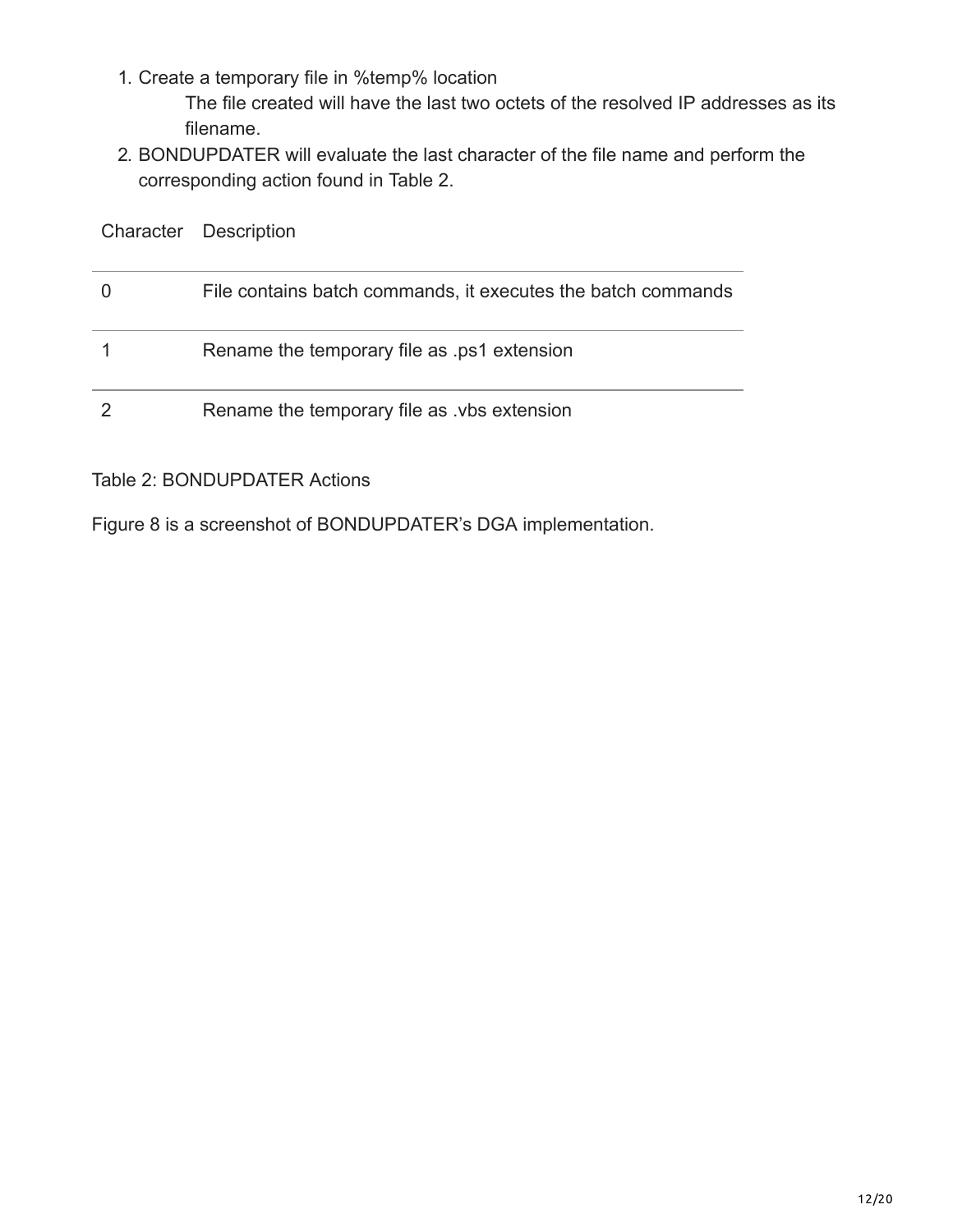1. Create a temporary file in %temp% location
   
   The file created will have the last two octets of the resolved IP addresses as its filename.
2. BONDUPDATER will evaluate the last character of the file name and perform the corresponding action found in Table 2.

| Character | Description |
| --- | --- |
| 0 | File contains batch commands, it executes the batch commands |
| 1 | Rename the temporary file as .ps1 extension |
| 2 | Rename the temporary file as .vbs extension |

Table 2: BONDUPDATER Actions

Figure 8 is a screenshot of BONDUPDATER’s DGA implementation.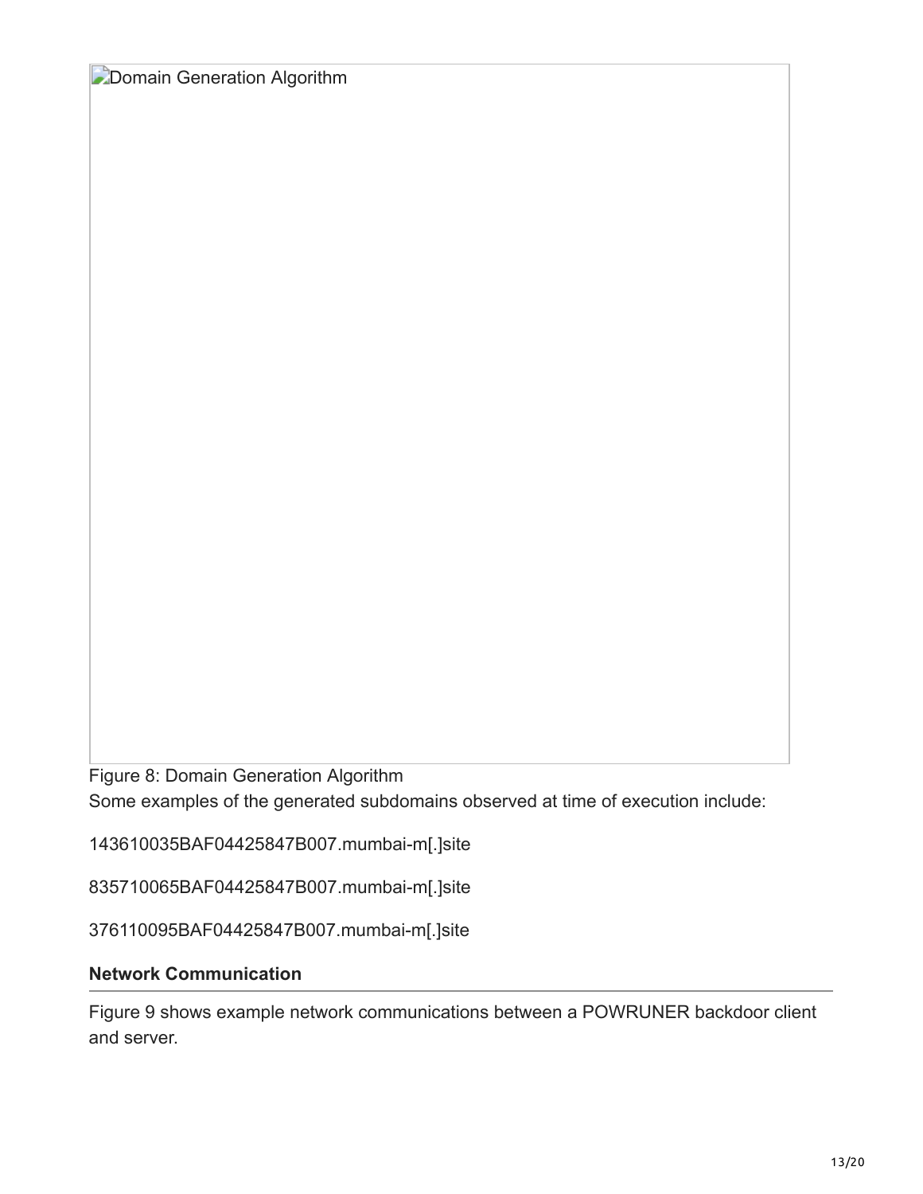Domain Generation Algorithm

Figure 8: Domain Generation Algorithm

Some examples of the generated subdomains observed at time of execution include:

143610035BAF04425847B007.mumbai-m[.]site

835710065BAF04425847B007.mumbai-m[.]site

376110095BAF04425847B007.mumbai-m[.]site

## Network Communication

Figure 9 shows example network communications between a POWRUNER backdoor client and server.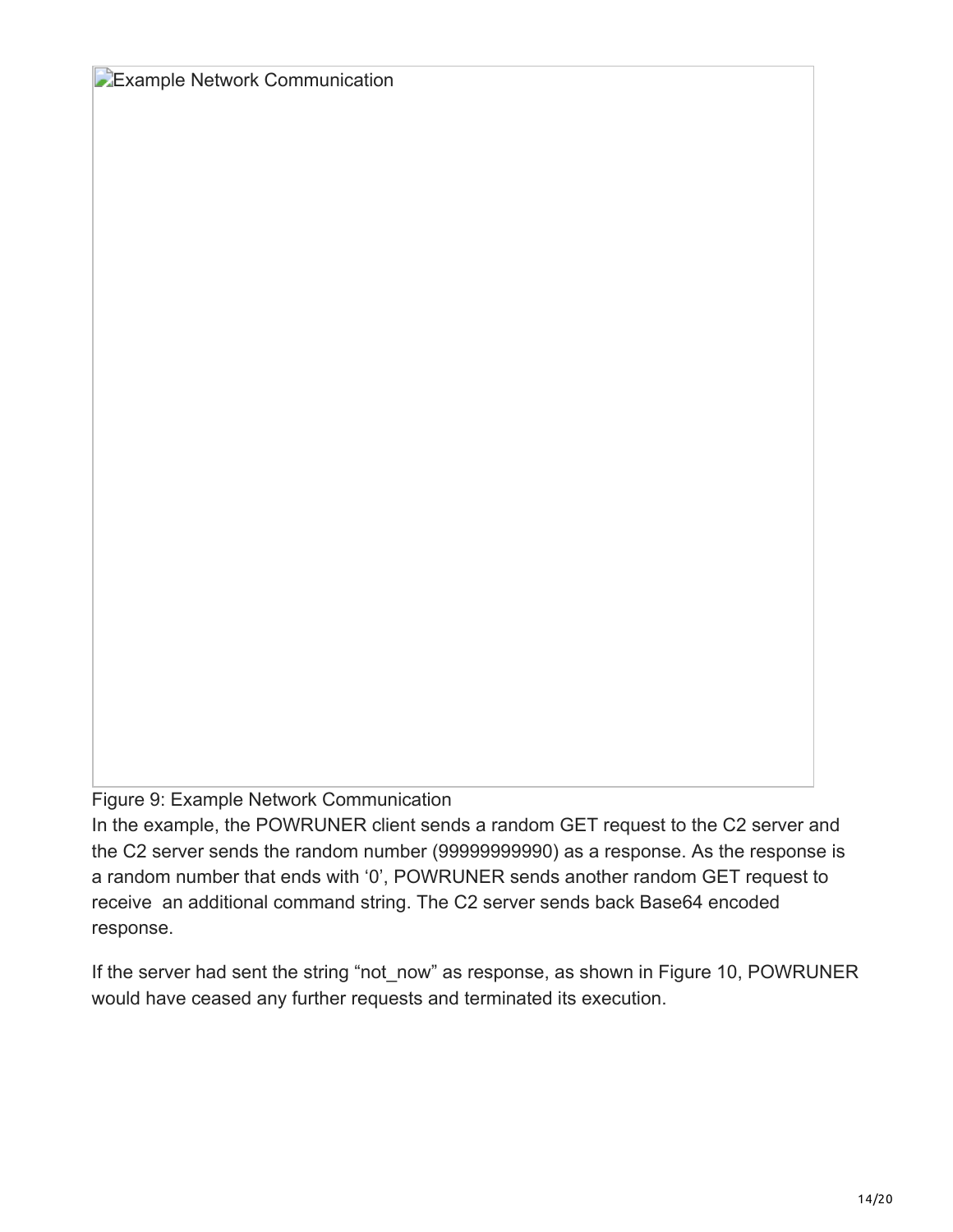Example Network Communication

Figure 9: Example Network Communication

In the example, the POWRUNER client sends a random GET request to the C2 server and the C2 server sends the random number (99999999990) as a response. As the response is a random number that ends with '0', POWRUNER sends another random GET request to receive an additional command string. The C2 server sends back Base64 encoded response.

If the server had sent the string "not_now" as response, as shown in Figure 10, POWRUNER would have ceased any further requests and terminated its execution.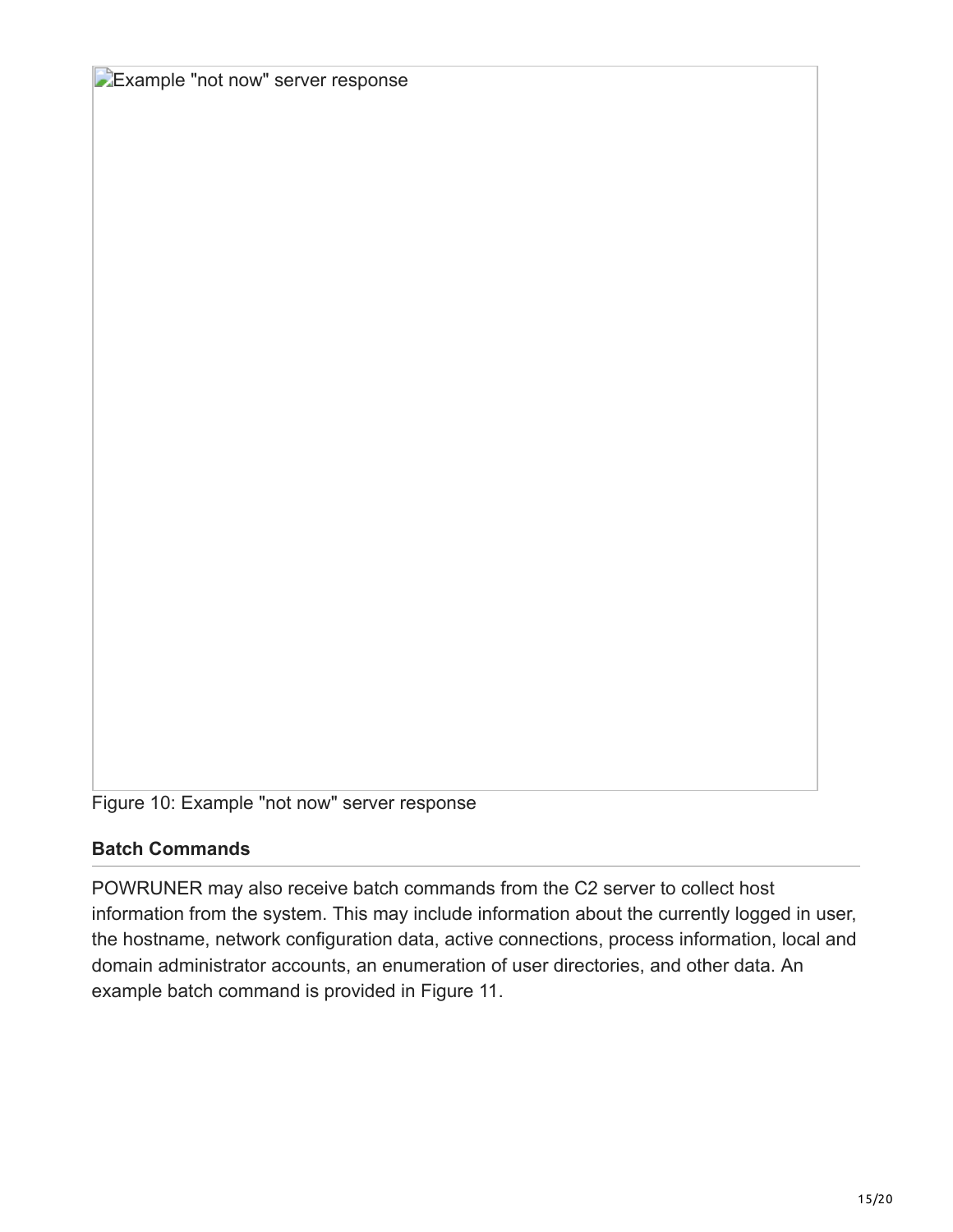Example "not now" server response

Figure 10: Example "not now" server response

### Batch Commands

POWRUNER may also receive batch commands from the C2 server to collect host information from the system. This may include information about the currently logged in user, the hostname, network configuration data, active connections, process information, local and domain administrator accounts, an enumeration of user directories, and other data. An example batch command is provided in Figure 11.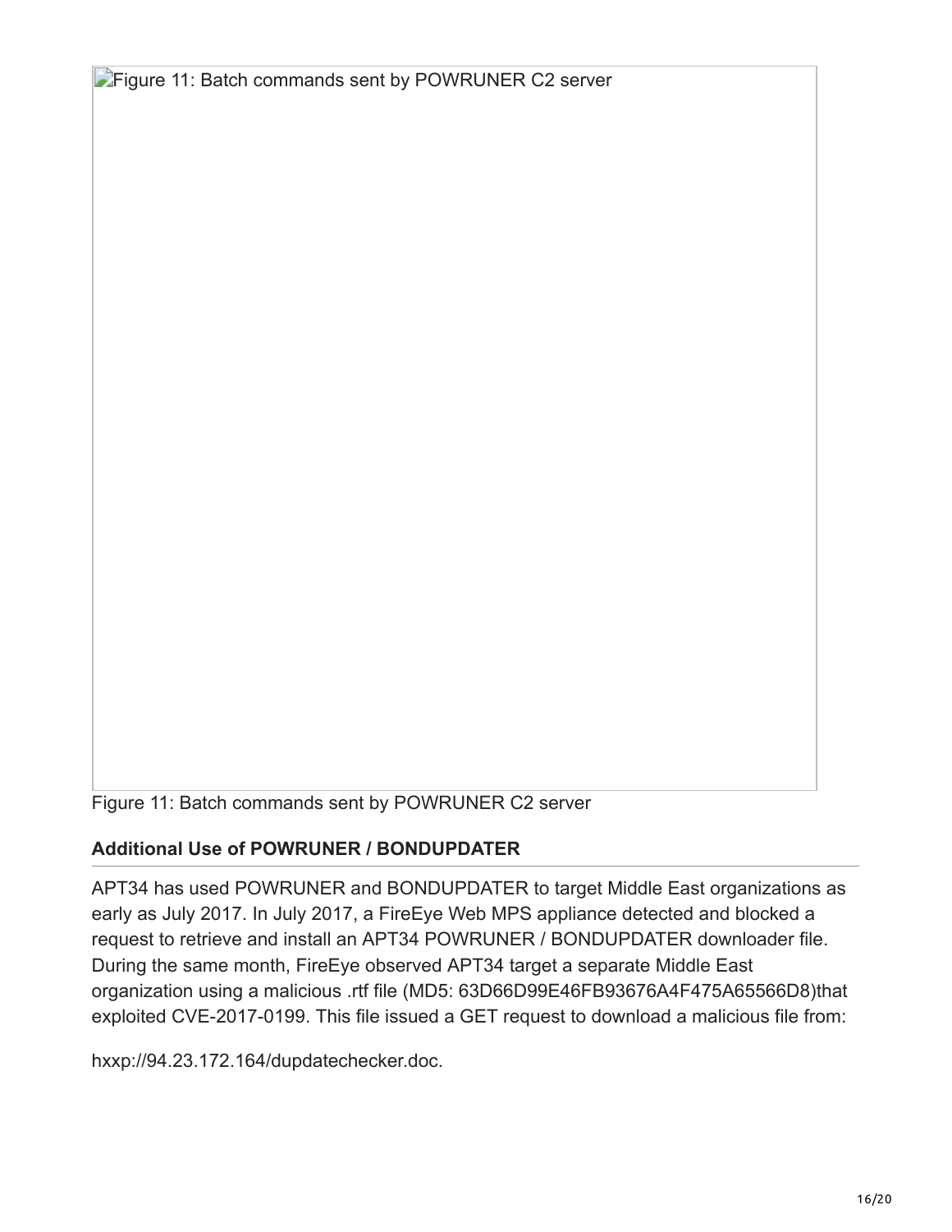Figure 11: Batch commands sent by POWRUNER C2 server

Figure 11: Batch commands sent by POWRUNER C2 server

### Additional Use of POWRUNER / BONDUPDATER

APT34 has used POWRUNER and BONDUPDATER to target Middle East organizations as early as July 2017. In July 2017, a FireEye Web MPS appliance detected and blocked a request to retrieve and install an APT34 POWRUNER / BONDUPDATER downloader file. During the same month, FireEye observed APT34 target a separate Middle East organization using a malicious .rtf file (MD5: 63D66D99E46FB93676A4F475A65566D8)that exploited CVE-2017-0199. This file issued a GET request to download a malicious file from:

hxxp://94.23.172.164/dupdatechecker.doc.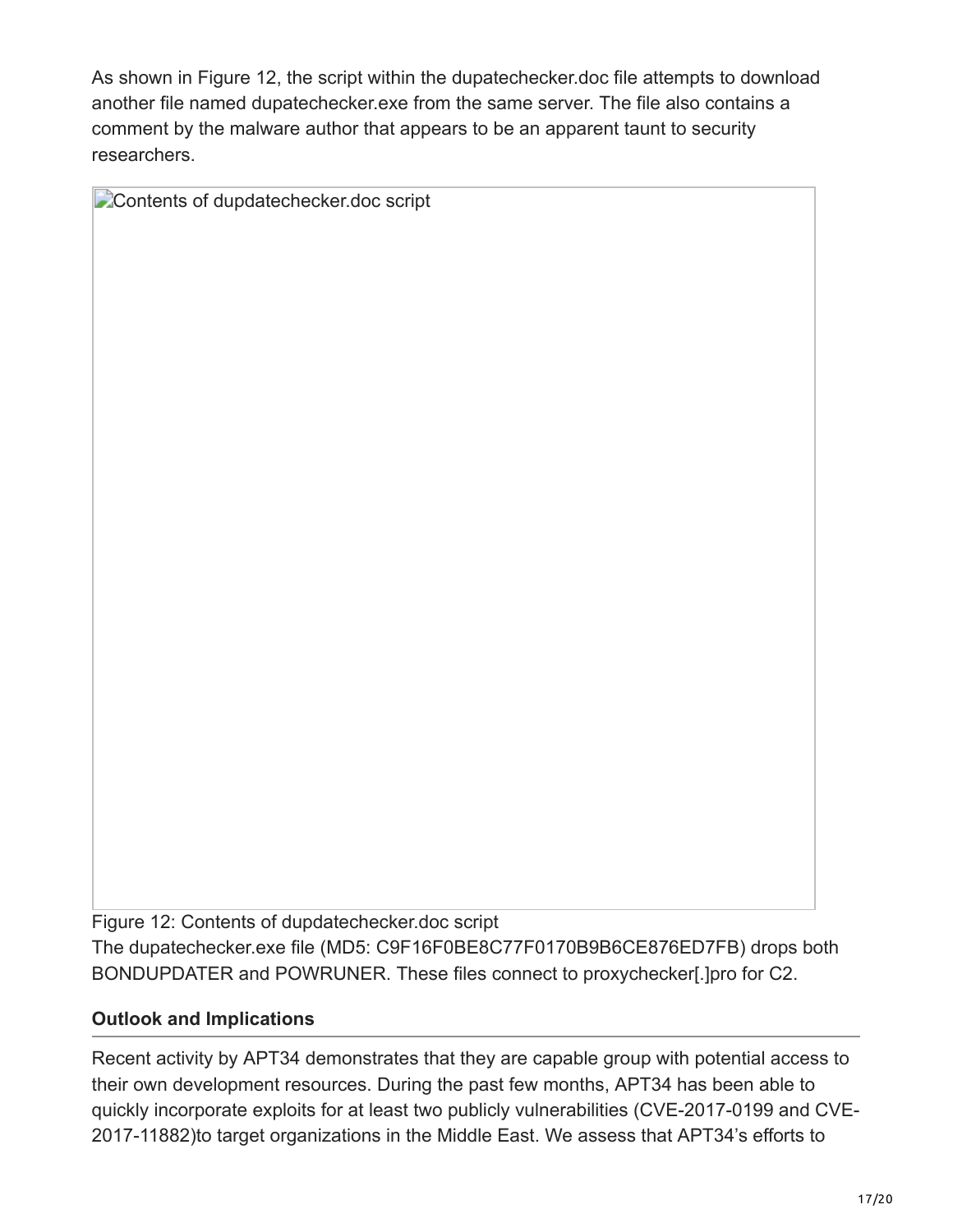As shown in Figure 12, the script within the dupatechecker.doc file attempts to download another file named dupatechecker.exe from the same server. The file also contains a comment by the malware author that appears to be an apparent taunt to security researchers.

Contents of dupdatechecker.doc script

Figure 12: Contents of dupdatechecker.doc script

The dupatechecker.exe file (MD5: C9F16F0BE8C77F0170B9B6CE876ED7FB) drops both BONDUPDATER and POWRUNER. These files connect to proxychecker[.]pro for C2.

**Outlook and Implications**

Recent activity by APT34 demonstrates that they are capable group with potential access to their own development resources. During the past few months, APT34 has been able to quickly incorporate exploits for at least two publicly vulnerabilities (CVE-2017-0199 and CVE-2017-11882)to target organizations in the Middle East. We assess that APT34's efforts to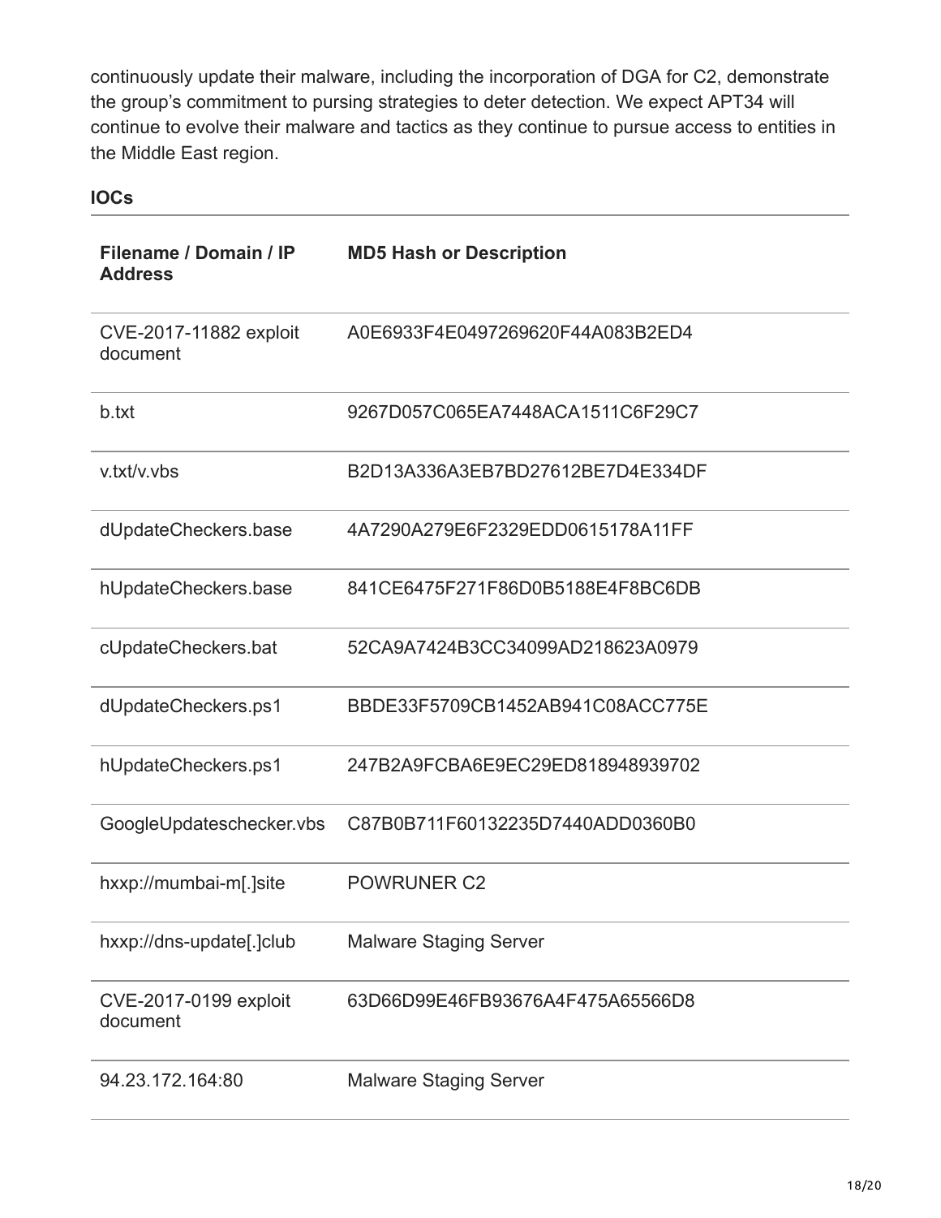continuously update their malware, including the incorporation of DGA for C2, demonstrate the group's commitment to pursing strategies to deter detection. We expect APT34 will continue to evolve their malware and tactics as they continue to pursue access to entities in the Middle East region.

**IOCs**

| Filename / Domain / IP Address | MD5 Hash or Description |
| --- | --- |
| CVE-2017-11882 exploit document | A0E6933F4E0497269620F44A083B2ED4 |
| b.txt | 9267D057C065EA7448ACA1511C6F29C7 |
| v.txt/v.vbs | B2D13A336A3EB7BD27612BE7D4E334DF |
| dUpdateCheckers.base | 4A7290A279E6F2329EDD0615178A11FF |
| hUpdateCheckers.base | 841CE6475F271F86D0B5188E4F8BC6DB |
| cUpdateCheckers.bat | 52CA9A7424B3CC34099AD218623A0979 |
| dUpdateCheckers.ps1 | BBDE33F5709CB1452AB941C08ACC775E |
| hUpdateCheckers.ps1 | 247B2A9FCBA6E9EC29ED818948939702 |
| GoogleUpdateschecker.vbs | C87B0B711F60132235D7440ADD0360B0 |
| hxxp://mumbai-m[.]site | POWRUNER C2 |
| hxxp://dns-update[.]club | Malware Staging Server |
| CVE-2017-0199 exploit document | 63D66D99E46FB93676A4F475A65566D8 |
| 94.23.172.164:80 | Malware Staging Server |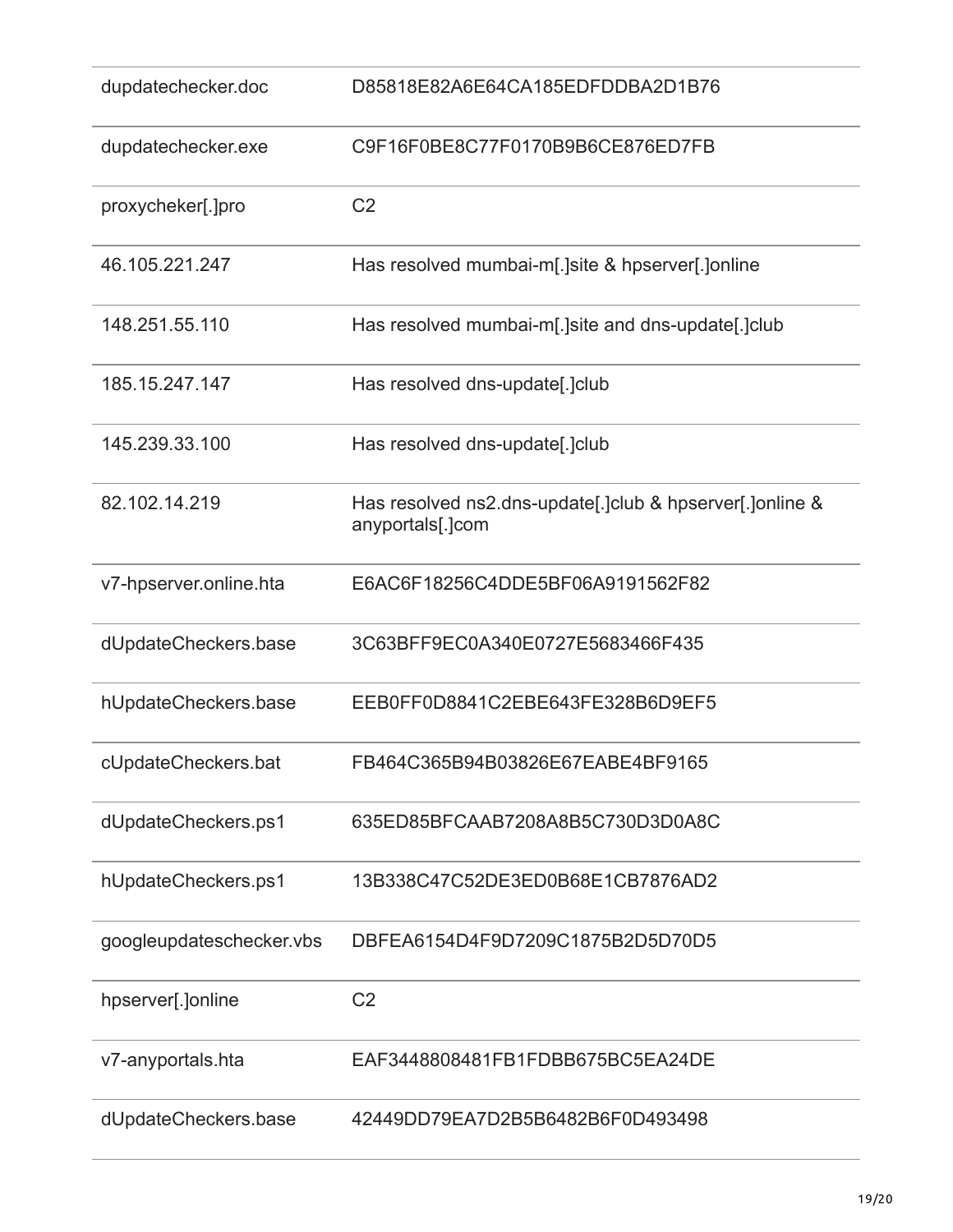| | |
|---|---|
| dupdatechecker.doc | D85818E82A6E64CA185EDFDDBA2D1B76 |
| dupdatechecker.exe | C9F16F0BE8C77F0170B9B6CE876ED7FB |
| proxycheker[.]pro | C2 |
| 46.105.221.247 | Has resolved mumbai-m[.]site & hpserver[.]online |
| 148.251.55.110 | Has resolved mumbai-m[.]site and dns-update[.]club |
| 185.15.247.147 | Has resolved dns-update[.]club |
| 145.239.33.100 | Has resolved dns-update[.]club |
| 82.102.14.219 | Has resolved ns2.dns-update[.]club & hpserver[.]online & anyportals[.]com |
| v7-hpserver.online.hta | E6AC6F18256C4DDE5BF06A9191562F82 |
| dUpdateCheckers.base | 3C63BFF9EC0A340E0727E5683466F435 |
| hUpdateCheckers.base | EEB0FF0D8841C2EBE643FE328B6D9EF5 |
| cUpdateCheckers.bat | FB464C365B94B03826E67EABE4BF9165 |
| dUpdateCheckers.ps1 | 635ED85BFCAAB7208A8B5C730D3D0A8C |
| hUpdateCheckers.ps1 | 13B338C47C52DE3ED0B68E1CB7876AD2 |
| googleupdateschecker.vbs | DBFEA6154D4F9D7209C1875B2D5D70D5 |
| hpserver[.]online | C2 |
| v7-anyportals.hta | EAF3448808481FB1FDBB675BC5EA24DE |
| dUpdateCheckers.base | 42449DD79EA7D2B5B6482B6F0D493498 |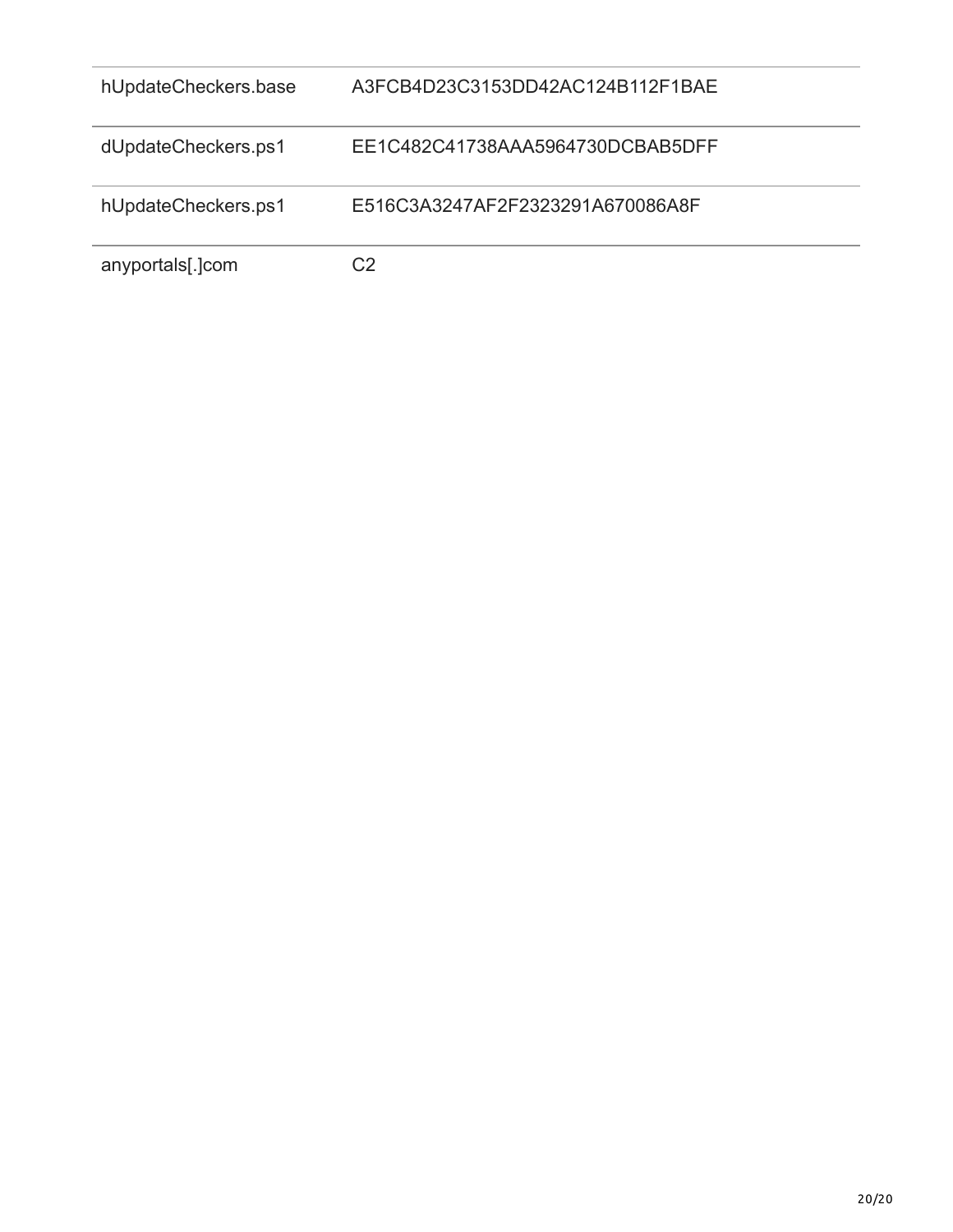| | |
|---|---|
| hUpdateCheckers.base | A3FCB4D23C3153DD42AC124B112F1BAE |
| dUpdateCheckers.ps1 | EE1C482C41738AAA5964730DCBAB5DFF |
| hUpdateCheckers.ps1 | E516C3A3247AF2F2323291A670086A8F |
| anyportals[.]com | C2 |